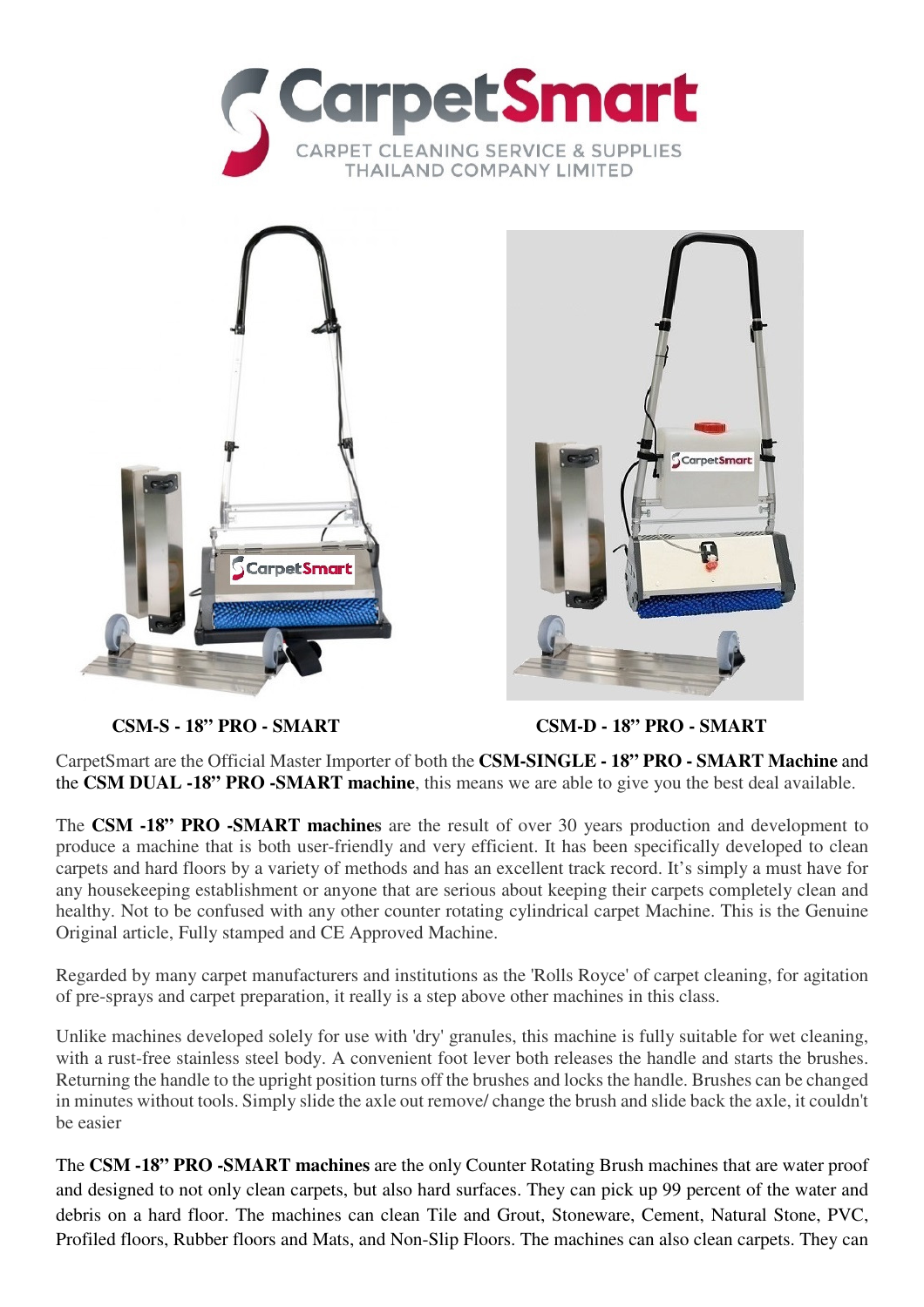CarpetSmart

CARPET CLEANING SERVICE & SUPPLIES
THAILAND COMPANY LIMITED

**CSM-S - 18" PRO - SMART** **CSM-D - 18" PRO - SMART**

CarpetSmart are the Official Master Importer of both the **CSM-SINGLE - 18" PRO - SMART Machine** and the **CSM DUAL -18" PRO -SMART machine**, this means we are able to give you the best deal available.

The **CSM -18" PRO -SMART machines** are the result of over 30 years production and development to produce a machine that is both user-friendly and very efficient. It has been specifically developed to clean carpets and hard floors by a variety of methods and has an excellent track record. It's simply a must have for any housekeeping establishment or anyone that are serious about keeping their carpets completely clean and healthy. Not to be confused with any other counter rotating cylindrical carpet Machine. This is the Genuine Original article, Fully stamped and CE Approved Machine.

Regarded by many carpet manufacturers and institutions as the 'Rolls Royce' of carpet cleaning, for agitation of pre-sprays and carpet preparation, it really is a step above other machines in this class.

Unlike machines developed solely for use with 'dry' granules, this machine is fully suitable for wet cleaning, with a rust-free stainless steel body. A convenient foot lever both releases the handle and starts the brushes. Returning the handle to the upright position turns off the brushes and locks the handle. Brushes can be changed in minutes without tools. Simply slide the axle out remove/ change the brush and slide back the axle, it couldn't be easier

The **CSM -18" PRO -SMART machines** are the only Counter Rotating Brush machines that are water proof and designed to not only clean carpets, but also hard surfaces. They can pick up 99 percent of the water and debris on a hard floor. The machines can clean Tile and Grout, Stoneware, Cement, Natural Stone, PVC, Profiled floors, Rubber floors and Mats, and Non-Slip Floors. The machines can also clean carpets. They can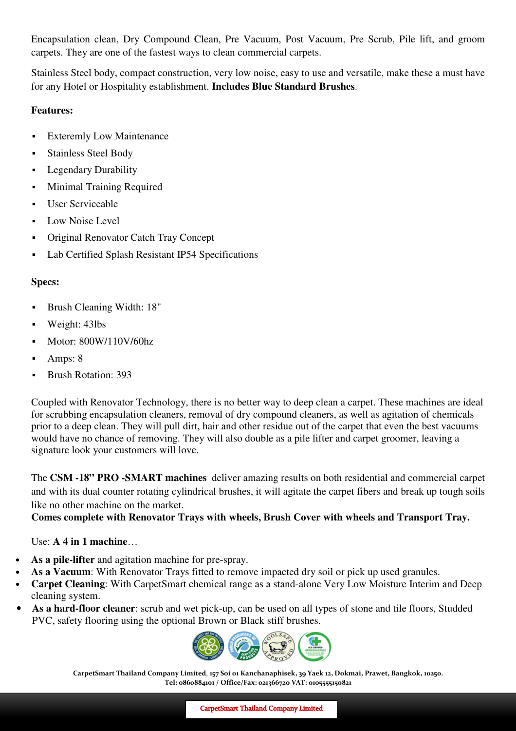Encapsulation clean, Dry Compound Clean, Pre Vacuum, Post Vacuum, Pre Scrub, Pile lift, and groom carpets. They are one of the fastest ways to clean commercial carpets.

Stainless Steel body, compact construction, very low noise, easy to use and versatile, make these a must have for any Hotel or Hospitality establishment. **Includes Blue Standard Brushes**.

**Features:**

- Exteremly Low Maintenance
- Stainless Steel Body
- Legendary Durability
- Minimal Training Required
- User Serviceable
- Low Noise Level
- Original Renovator Catch Tray Concept
- Lab Certified Splash Resistant IP54 Specifications

**Specs:**

- Brush Cleaning Width: 18"
- Weight: 43lbs
- Motor: 800W/110V/60hz
- Amps: 8
- Brush Rotation: 393

Coupled with Renovator Technology, there is no better way to deep clean a carpet. These machines are ideal for scrubbing encapsulation cleaners, removal of dry compound cleaners, as well as agitation of chemicals prior to a deep clean. They will pull dirt, hair and other residue out of the carpet that even the best vacuums would have no chance of removing. They will also double as a pile lifter and carpet groomer, leaving a signature look your customers will love.

The **CSM -18" PRO -SMART machines** deliver amazing results on both residential and commercial carpet and with its dual counter rotating cylindrical brushes, it will agitate the carpet fibers and break up tough soils like no other machine on the market.
**Comes complete with Renovator Trays with wheels, Brush Cover with wheels and Transport Tray.**

Use: **A 4 in 1 machine**…

- **As a pile-lifter** and agitation machine for pre-spray.
- **As a Vacuum**: With Renovator Trays fitted to remove impacted dry soil or pick up used granules.
- **Carpet Cleaning**: With CarpetSmart chemical range as a stand-alone Very Low Moisture Interim and Deep cleaning system.
- **As a hard-floor cleaner**: scrub and wet pick-up, can be used on all types of stone and tile floors, Studded PVC, safety flooring using the optional Brown or Black stiff brushes.

**CarpetSmart Thailand Company Limited, 157 Soi 01 Kanchanaphisek, 39 Yaek 12, Dokmai, Prawet, Bangkok, 10250.**
**Tel: 0860884101 / Office/Fax: 021366720 VAT: 0105555150821**

**CarpetSmart Thailand Company Limited**